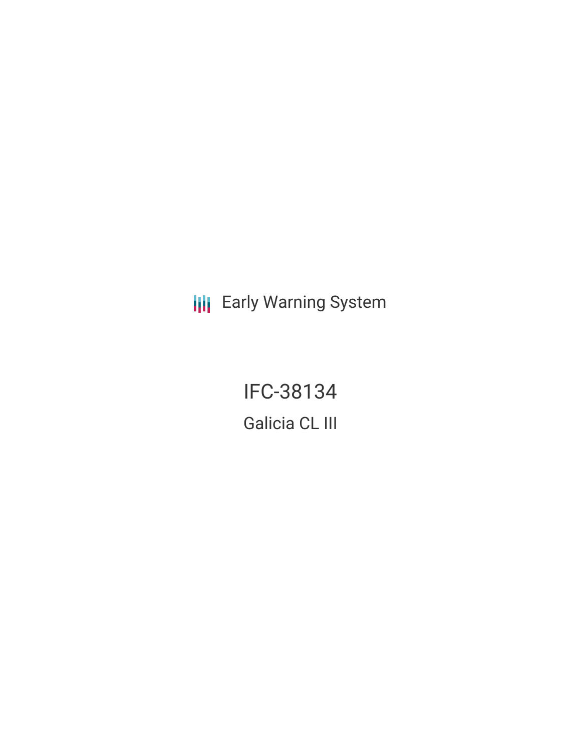Early Warning System

# IFC-38134

## Galicia CL III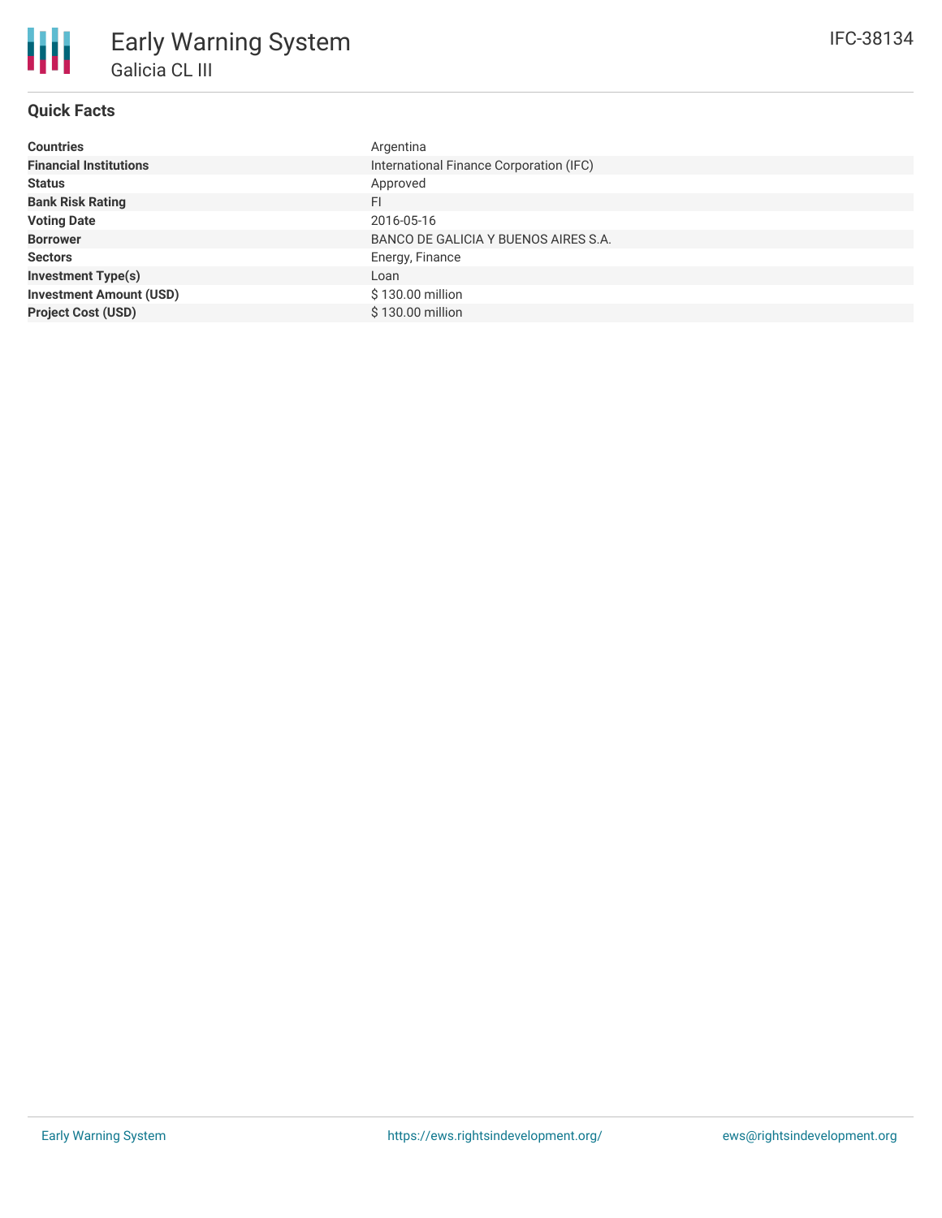# Early Warning System

## Galicia CL III

IFC-38134

### Quick Facts

| | |
|---|---|
| **Countries** | Argentina |
| **Financial Institutions** | International Finance Corporation (IFC) |
| **Status** | Approved |
| **Bank Risk Rating** | FI |
| **Voting Date** | 2016-05-16 |
| **Borrower** | BANCO DE GALICIA Y BUENOS AIRES S.A. |
| **Sectors** | Energy, Finance |
| **Investment Type(s)** | Loan |
| **Investment Amount (USD)** | $ 130.00 million |
| **Project Cost (USD)** | $ 130.00 million |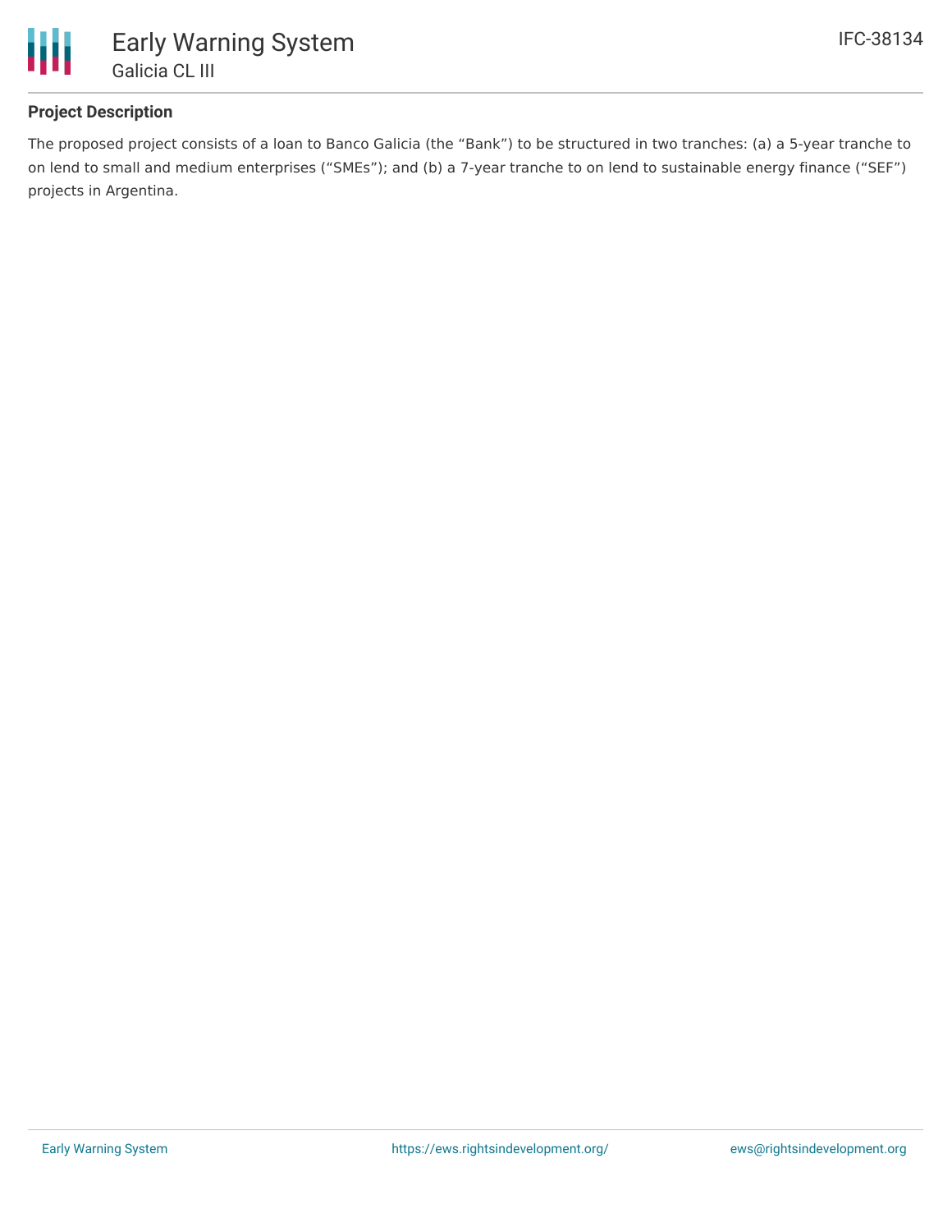## Project Description

The proposed project consists of a loan to Banco Galicia (the "Bank") to be structured in two tranches: (a) a 5-year tranche to on lend to small and medium enterprises ("SMEs"); and (b) a 7-year tranche to on lend to sustainable energy finance ("SEF") projects in Argentina.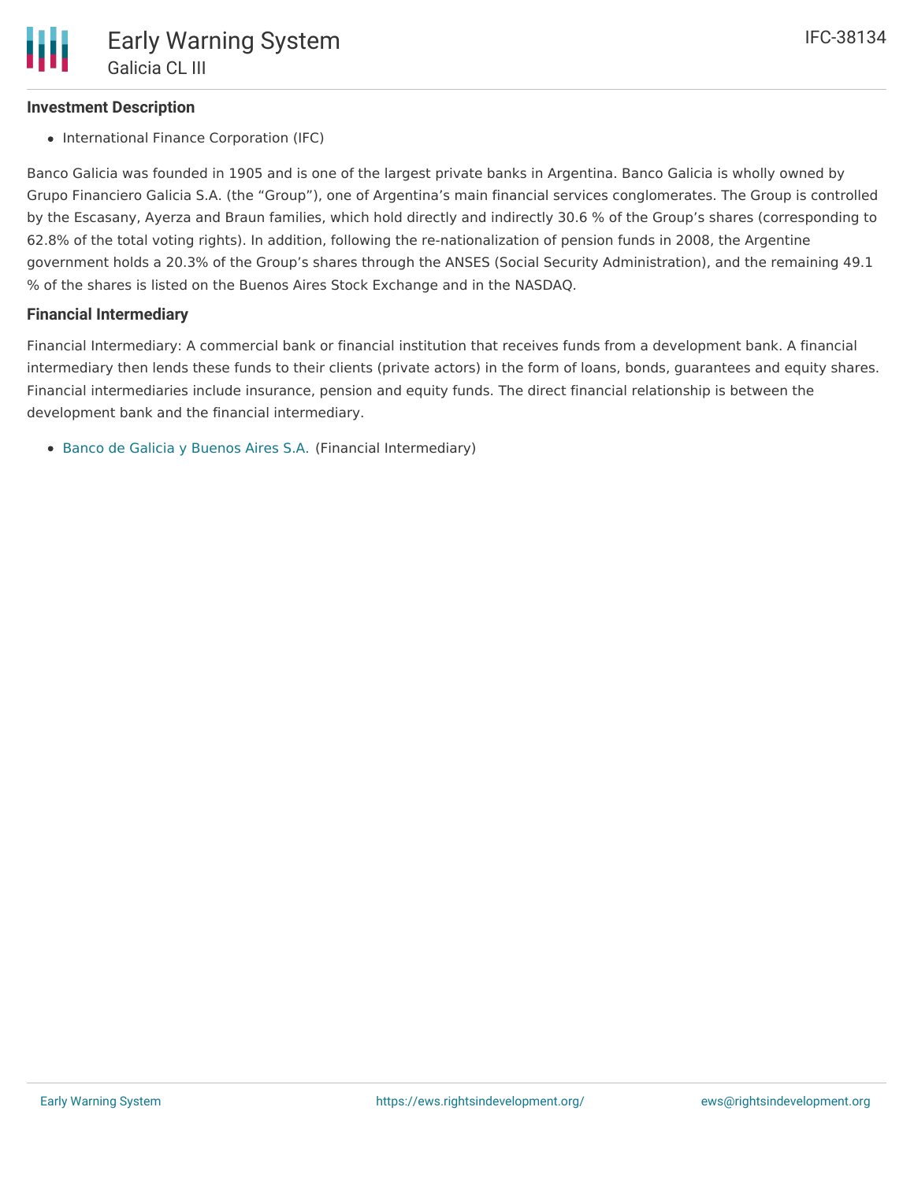### Investment Description

- International Finance Corporation (IFC)

Banco Galicia was founded in 1905 and is one of the largest private banks in Argentina. Banco Galicia is wholly owned by Grupo Financiero Galicia S.A. (the "Group"), one of Argentina's main financial services conglomerates. The Group is controlled by the Escasany, Ayerza and Braun families, which hold directly and indirectly 30.6 % of the Group's shares (corresponding to 62.8% of the total voting rights). In addition, following the re-nationalization of pension funds in 2008, the Argentine government holds a 20.3% of the Group's shares through the ANSES (Social Security Administration), and the remaining 49.1 % of the shares is listed on the Buenos Aires Stock Exchange and in the NASDAQ.

### Financial Intermediary

Financial Intermediary: A commercial bank or financial institution that receives funds from a development bank. A financial intermediary then lends these funds to their clients (private actors) in the form of loans, bonds, guarantees and equity shares. Financial intermediaries include insurance, pension and equity funds. The direct financial relationship is between the development bank and the financial intermediary.

- Banco de Galicia y Buenos Aires S.A. (Financial Intermediary)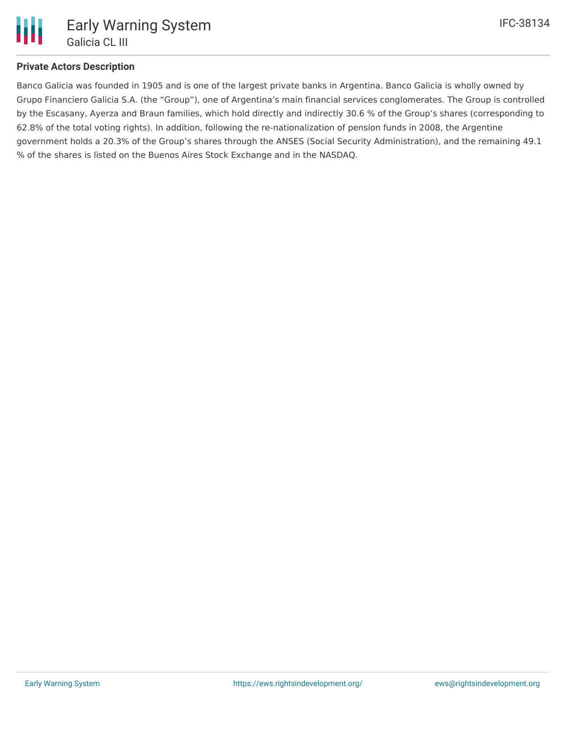**Private Actors Description**

Banco Galicia was founded in 1905 and is one of the largest private banks in Argentina. Banco Galicia is wholly owned by Grupo Financiero Galicia S.A. (the “Group”), one of Argentina’s main financial services conglomerates. The Group is controlled by the Escasany, Ayerza and Braun families, which hold directly and indirectly 30.6 % of the Group’s shares (corresponding to 62.8% of the total voting rights). In addition, following the re-nationalization of pension funds in 2008, the Argentine government holds a 20.3% of the Group’s shares through the ANSES (Social Security Administration), and the remaining 49.1 % of the shares is listed on the Buenos Aires Stock Exchange and in the NASDAQ.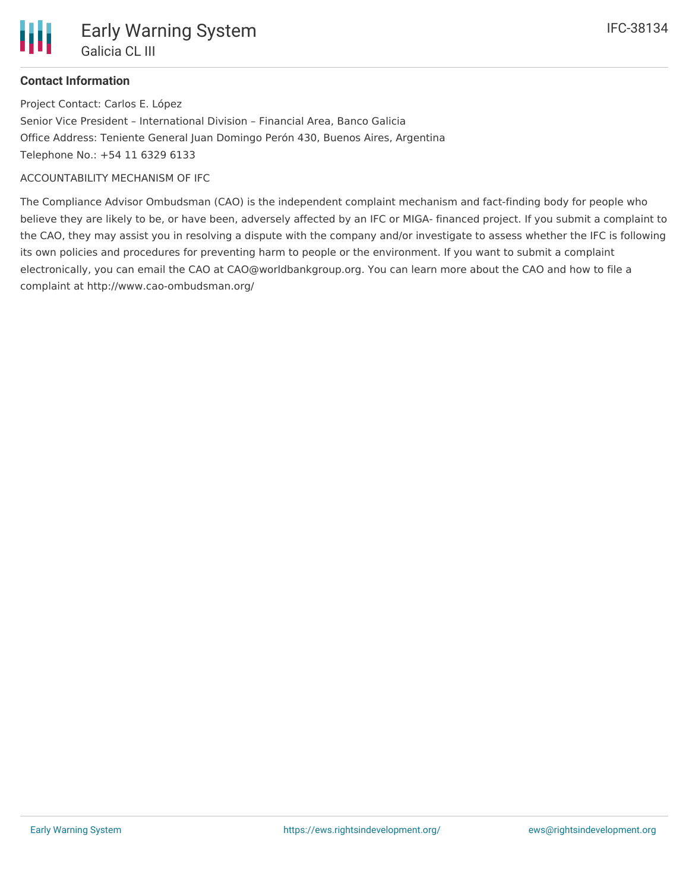### Contact Information

Project Contact: Carlos E. López
Senior Vice President – International Division – Financial Area, Banco Galicia
Office Address: Teniente General Juan Domingo Perón 430, Buenos Aires, Argentina
Telephone No.: +54 11 6329 6133

ACCOUNTABILITY MECHANISM OF IFC

The Compliance Advisor Ombudsman (CAO) is the independent complaint mechanism and fact-finding body for people who believe they are likely to be, or have been, adversely affected by an IFC or MIGA- financed project. If you submit a complaint to the CAO, they may assist you in resolving a dispute with the company and/or investigate to assess whether the IFC is following its own policies and procedures for preventing harm to people or the environment. If you want to submit a complaint electronically, you can email the CAO at CAO@worldbankgroup.org. You can learn more about the CAO and how to file a complaint at http://www.cao-ombudsman.org/